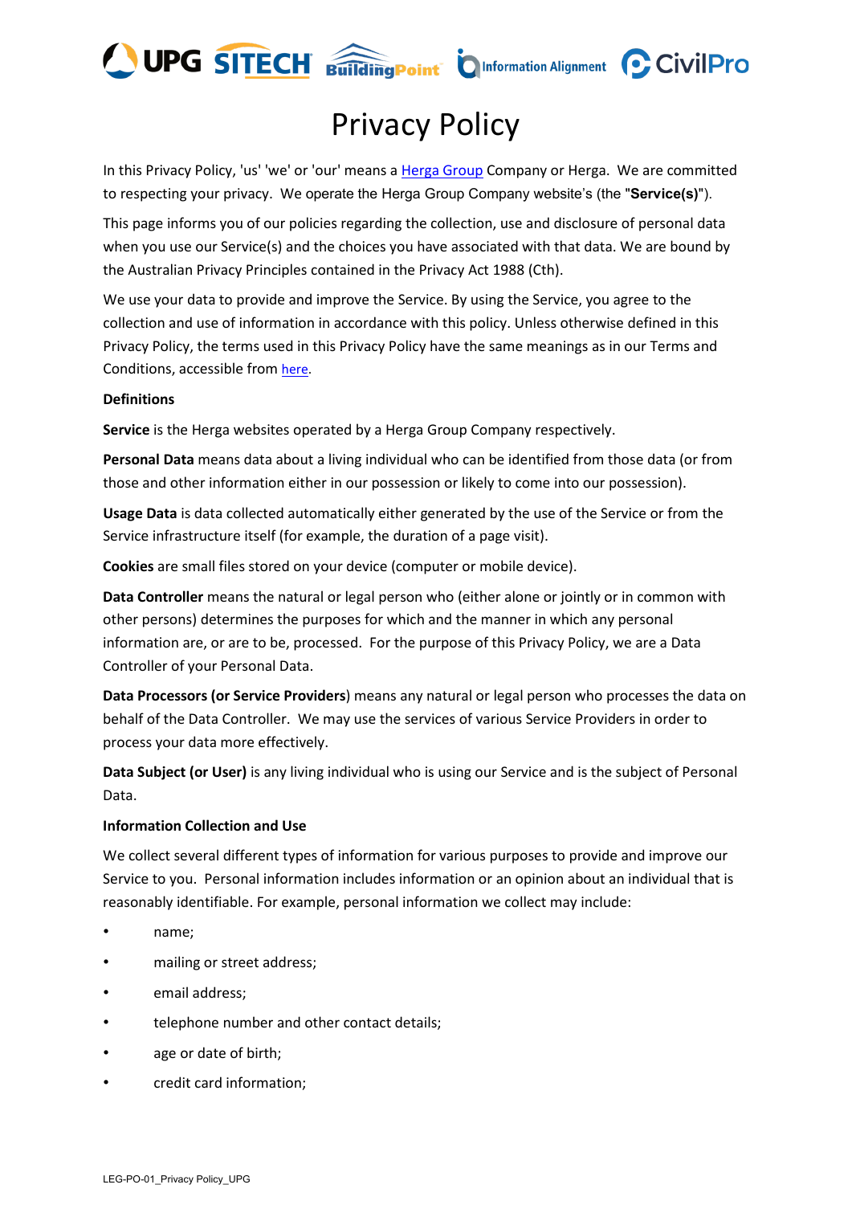# Privacy Policy

In this Privacy Policy, 'us' 'we' or 'our' means a Herga Group Company or Herga. We are committed to respecting your privacy. We operate the Herga Group Company website's (the "**Service(s)**").

This page informs you of our policies regarding the collection, use and disclosure of personal data when you use our Service(s) and the choices you have associated with that data. We are bound by the Australian Privacy Principles contained in the Privacy Act 1988 (Cth).

We use your data to provide and improve the Service. By using the Service, you agree to the collection and use of information in accordance with this policy. Unless otherwise defined in this Privacy Policy, the terms used in this Privacy Policy have the same meanings as in our Terms and Conditions, accessible from here.

**Definitions**

**Service** is the Herga websites operated by a Herga Group Company respectively.

**Personal Data** means data about a living individual who can be identified from those data (or from those and other information either in our possession or likely to come into our possession).

**Usage Data** is data collected automatically either generated by the use of the Service or from the Service infrastructure itself (for example, the duration of a page visit).

**Cookies** are small files stored on your device (computer or mobile device).

**Data Controller** means the natural or legal person who (either alone or jointly or in common with other persons) determines the purposes for which and the manner in which any personal information are, or are to be, processed. For the purpose of this Privacy Policy, we are a Data Controller of your Personal Data.

**Data Processors (or Service Providers**) means any natural or legal person who processes the data on behalf of the Data Controller. We may use the services of various Service Providers in order to process your data more effectively.

**Data Subject (or User)** is any living individual who is using our Service and is the subject of Personal Data.

**Information Collection and Use**

We collect several different types of information for various purposes to provide and improve our Service to you. Personal information includes information or an opinion about an individual that is reasonably identifiable. For example, personal information we collect may include:

- name;
- mailing or street address;
- email address;
- telephone number and other contact details;
- age or date of birth;
- credit card information;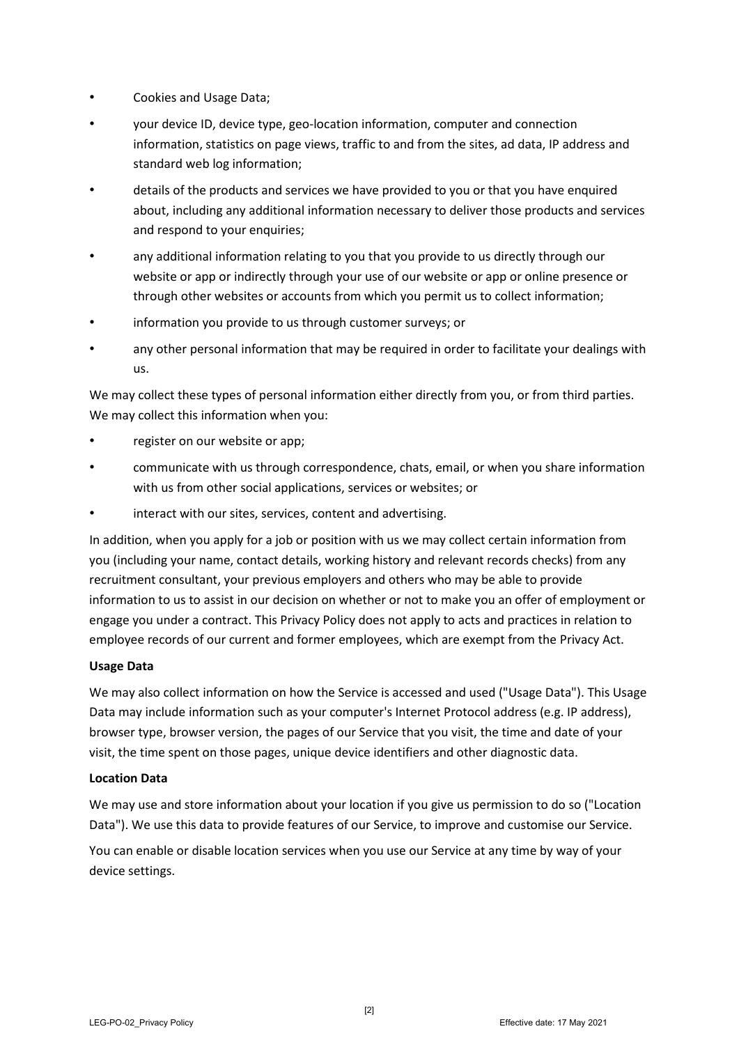- Cookies and Usage Data;
- your device ID, device type, geo-location information, computer and connection information, statistics on page views, traffic to and from the sites, ad data, IP address and standard web log information;
- details of the products and services we have provided to you or that you have enquired about, including any additional information necessary to deliver those products and services and respond to your enquiries;
- any additional information relating to you that you provide to us directly through our website or app or indirectly through your use of our website or app or online presence or through other websites or accounts from which you permit us to collect information;
- information you provide to us through customer surveys; or
- any other personal information that may be required in order to facilitate your dealings with us.

We may collect these types of personal information either directly from you, or from third parties. We may collect this information when you:

- register on our website or app;
- communicate with us through correspondence, chats, email, or when you share information with us from other social applications, services or websites; or
- interact with our sites, services, content and advertising.

In addition, when you apply for a job or position with us we may collect certain information from you (including your name, contact details, working history and relevant records checks) from any recruitment consultant, your previous employers and others who may be able to provide information to us to assist in our decision on whether or not to make you an offer of employment or engage you under a contract. This Privacy Policy does not apply to acts and practices in relation to employee records of our current and former employees, which are exempt from the Privacy Act.

**Usage Data**

We may also collect information on how the Service is accessed and used ("Usage Data"). This Usage Data may include information such as your computer's Internet Protocol address (e.g. IP address), browser type, browser version, the pages of our Service that you visit, the time and date of your visit, the time spent on those pages, unique device identifiers and other diagnostic data.

**Location Data**

We may use and store information about your location if you give us permission to do so ("Location Data"). We use this data to provide features of our Service, to improve and customise our Service.

You can enable or disable location services when you use our Service at any time by way of your device settings.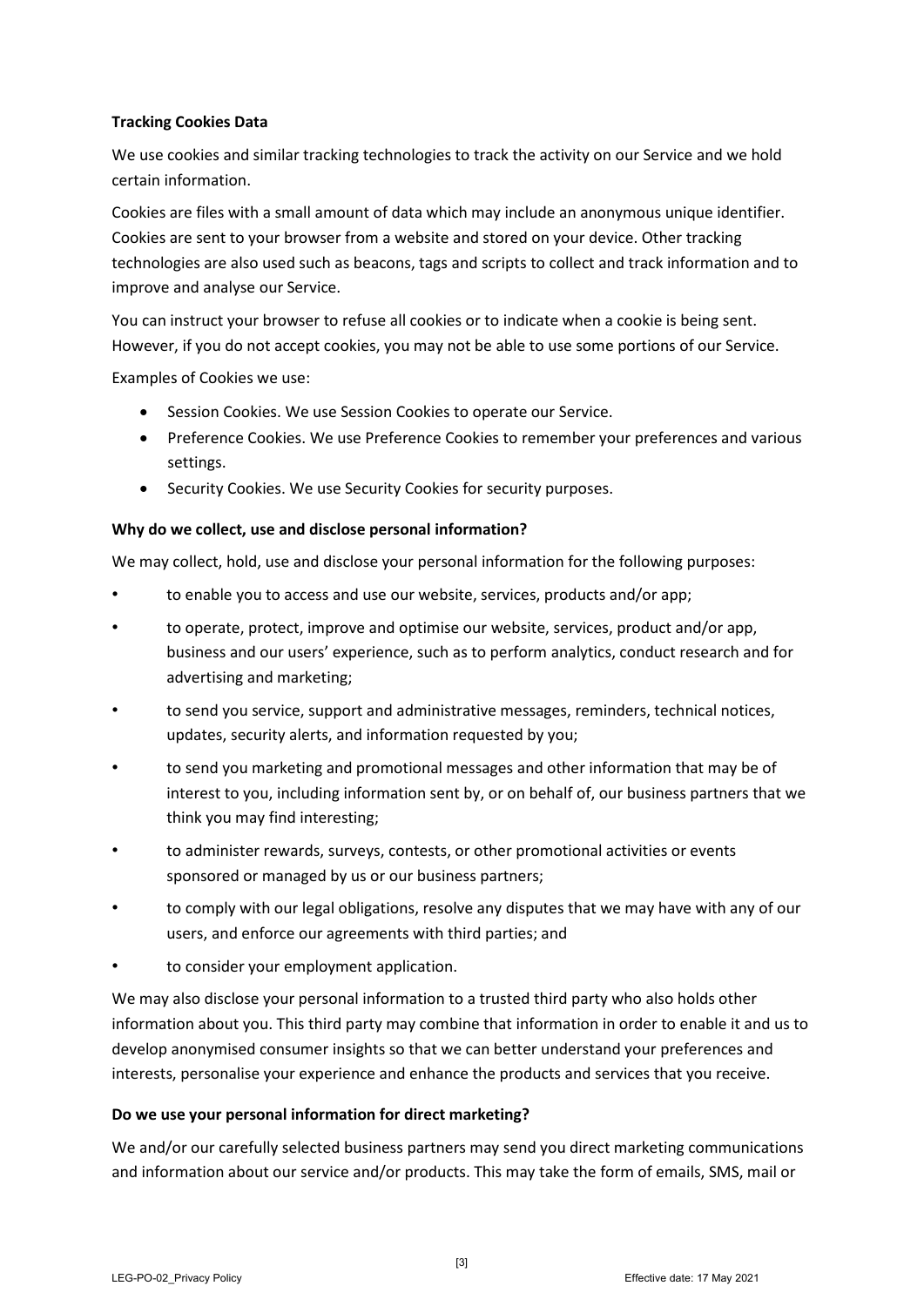**Tracking Cookies Data**

We use cookies and similar tracking technologies to track the activity on our Service and we hold certain information.

Cookies are files with a small amount of data which may include an anonymous unique identifier. Cookies are sent to your browser from a website and stored on your device. Other tracking technologies are also used such as beacons, tags and scripts to collect and track information and to improve and analyse our Service.

You can instruct your browser to refuse all cookies or to indicate when a cookie is being sent. However, if you do not accept cookies, you may not be able to use some portions of our Service.

Examples of Cookies we use:

- Session Cookies. We use Session Cookies to operate our Service.
- Preference Cookies. We use Preference Cookies to remember your preferences and various settings.
- Security Cookies. We use Security Cookies for security purposes.

**Why do we collect, use and disclose personal information?**

We may collect, hold, use and disclose your personal information for the following purposes:

- to enable you to access and use our website, services, products and/or app;
- to operate, protect, improve and optimise our website, services, product and/or app, business and our users' experience, such as to perform analytics, conduct research and for advertising and marketing;
- to send you service, support and administrative messages, reminders, technical notices, updates, security alerts, and information requested by you;
- to send you marketing and promotional messages and other information that may be of interest to you, including information sent by, or on behalf of, our business partners that we think you may find interesting;
- to administer rewards, surveys, contests, or other promotional activities or events sponsored or managed by us or our business partners;
- to comply with our legal obligations, resolve any disputes that we may have with any of our users, and enforce our agreements with third parties; and
- to consider your employment application.

We may also disclose your personal information to a trusted third party who also holds other information about you. This third party may combine that information in order to enable it and us to develop anonymised consumer insights so that we can better understand your preferences and interests, personalise your experience and enhance the products and services that you receive.

**Do we use your personal information for direct marketing?**

We and/or our carefully selected business partners may send you direct marketing communications and information about our service and/or products. This may take the form of emails, SMS, mail or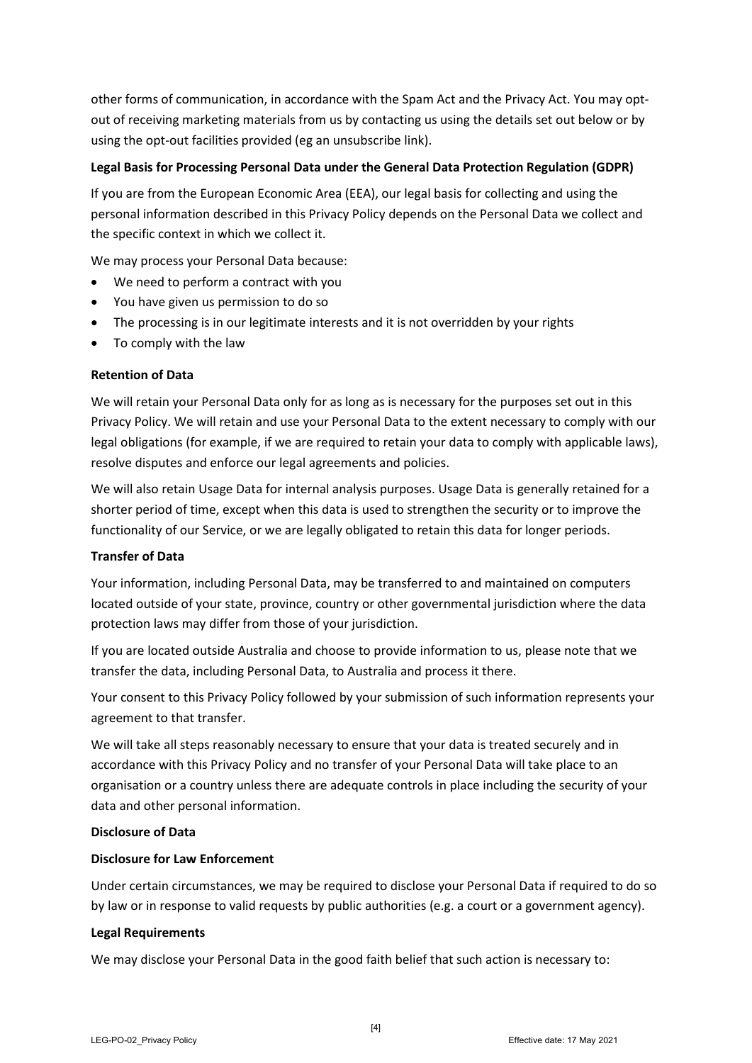other forms of communication, in accordance with the Spam Act and the Privacy Act. You may opt-out of receiving marketing materials from us by contacting us using the details set out below or by using the opt-out facilities provided (eg an unsubscribe link).

**Legal Basis for Processing Personal Data under the General Data Protection Regulation (GDPR)**

If you are from the European Economic Area (EEA), our legal basis for collecting and using the personal information described in this Privacy Policy depends on the Personal Data we collect and the specific context in which we collect it.

We may process your Personal Data because:

- We need to perform a contract with you
- You have given us permission to do so
- The processing is in our legitimate interests and it is not overridden by your rights
- To comply with the law

**Retention of Data**

We will retain your Personal Data only for as long as is necessary for the purposes set out in this Privacy Policy. We will retain and use your Personal Data to the extent necessary to comply with our legal obligations (for example, if we are required to retain your data to comply with applicable laws), resolve disputes and enforce our legal agreements and policies.

We will also retain Usage Data for internal analysis purposes. Usage Data is generally retained for a shorter period of time, except when this data is used to strengthen the security or to improve the functionality of our Service, or we are legally obligated to retain this data for longer periods.

**Transfer of Data**

Your information, including Personal Data, may be transferred to and maintained on computers located outside of your state, province, country or other governmental jurisdiction where the data protection laws may differ from those of your jurisdiction.

If you are located outside Australia and choose to provide information to us, please note that we transfer the data, including Personal Data, to Australia and process it there.

Your consent to this Privacy Policy followed by your submission of such information represents your agreement to that transfer.

We will take all steps reasonably necessary to ensure that your data is treated securely and in accordance with this Privacy Policy and no transfer of your Personal Data will take place to an organisation or a country unless there are adequate controls in place including the security of your data and other personal information.

**Disclosure of Data**

**Disclosure for Law Enforcement**

Under certain circumstances, we may be required to disclose your Personal Data if required to do so by law or in response to valid requests by public authorities (e.g. a court or a government agency).

**Legal Requirements**

We may disclose your Personal Data in the good faith belief that such action is necessary to: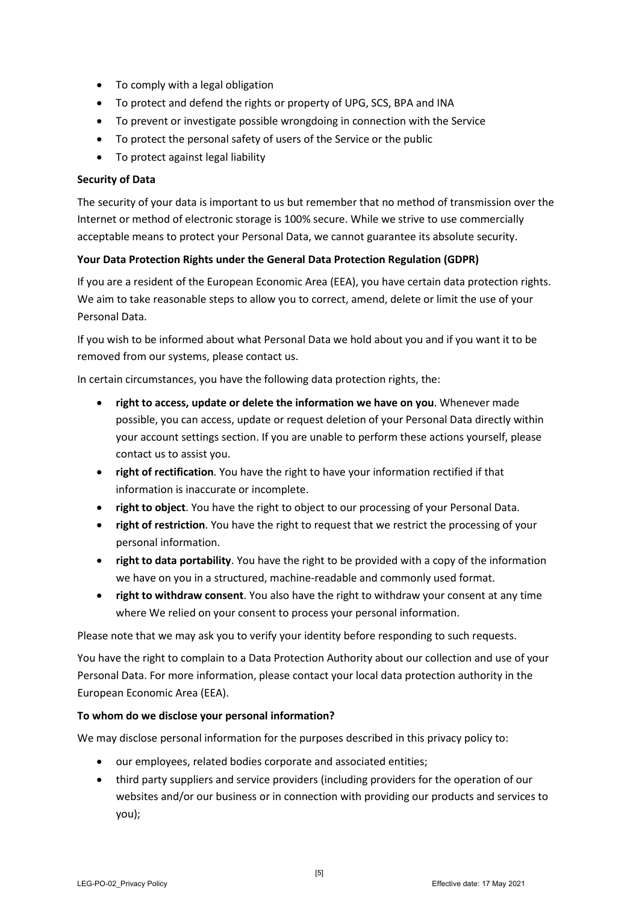- To comply with a legal obligation
- To protect and defend the rights or property of UPG, SCS, BPA and INA
- To prevent or investigate possible wrongdoing in connection with the Service
- To protect the personal safety of users of the Service or the public
- To protect against legal liability

**Security of Data**

The security of your data is important to us but remember that no method of transmission over the Internet or method of electronic storage is 100% secure. While we strive to use commercially acceptable means to protect your Personal Data, we cannot guarantee its absolute security.

**Your Data Protection Rights under the General Data Protection Regulation (GDPR)**

If you are a resident of the European Economic Area (EEA), you have certain data protection rights. We aim to take reasonable steps to allow you to correct, amend, delete or limit the use of your Personal Data.

If you wish to be informed about what Personal Data we hold about you and if you want it to be removed from our systems, please contact us.

In certain circumstances, you have the following data protection rights, the:

- **right to access, update or delete the information we have on you**. Whenever made possible, you can access, update or request deletion of your Personal Data directly within your account settings section. If you are unable to perform these actions yourself, please contact us to assist you.
- **right of rectification**. You have the right to have your information rectified if that information is inaccurate or incomplete.
- **right to object**. You have the right to object to our processing of your Personal Data.
- **right of restriction**. You have the right to request that we restrict the processing of your personal information.
- **right to data portability**. You have the right to be provided with a copy of the information we have on you in a structured, machine-readable and commonly used format.
- **right to withdraw consent**. You also have the right to withdraw your consent at any time where We relied on your consent to process your personal information.

Please note that we may ask you to verify your identity before responding to such requests.

You have the right to complain to a Data Protection Authority about our collection and use of your Personal Data. For more information, please contact your local data protection authority in the European Economic Area (EEA).

**To whom do we disclose your personal information?**

We may disclose personal information for the purposes described in this privacy policy to:

- our employees, related bodies corporate and associated entities;
- third party suppliers and service providers (including providers for the operation of our websites and/or our business or in connection with providing our products and services to you);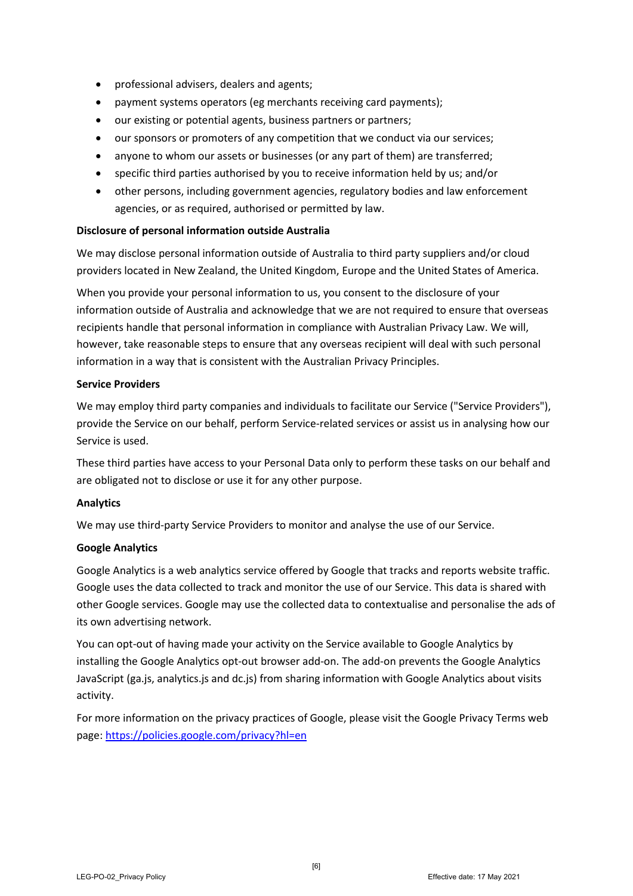- professional advisers, dealers and agents;
- payment systems operators (eg merchants receiving card payments);
- our existing or potential agents, business partners or partners;
- our sponsors or promoters of any competition that we conduct via our services;
- anyone to whom our assets or businesses (or any part of them) are transferred;
- specific third parties authorised by you to receive information held by us; and/or
- other persons, including government agencies, regulatory bodies and law enforcement agencies, or as required, authorised or permitted by law.

**Disclosure of personal information outside Australia**

We may disclose personal information outside of Australia to third party suppliers and/or cloud providers located in New Zealand, the United Kingdom, Europe and the United States of America.

When you provide your personal information to us, you consent to the disclosure of your information outside of Australia and acknowledge that we are not required to ensure that overseas recipients handle that personal information in compliance with Australian Privacy Law. We will, however, take reasonable steps to ensure that any overseas recipient will deal with such personal information in a way that is consistent with the Australian Privacy Principles.

**Service Providers**

We may employ third party companies and individuals to facilitate our Service ("Service Providers"), provide the Service on our behalf, perform Service-related services or assist us in analysing how our Service is used.

These third parties have access to your Personal Data only to perform these tasks on our behalf and are obligated not to disclose or use it for any other purpose.

**Analytics**

We may use third-party Service Providers to monitor and analyse the use of our Service.

**Google Analytics**

Google Analytics is a web analytics service offered by Google that tracks and reports website traffic. Google uses the data collected to track and monitor the use of our Service. This data is shared with other Google services. Google may use the collected data to contextualise and personalise the ads of its own advertising network.

You can opt-out of having made your activity on the Service available to Google Analytics by installing the Google Analytics opt-out browser add-on. The add-on prevents the Google Analytics JavaScript (ga.js, analytics.js and dc.js) from sharing information with Google Analytics about visits activity.

For more information on the privacy practices of Google, please visit the Google Privacy Terms web page: https://policies.google.com/privacy?hl=en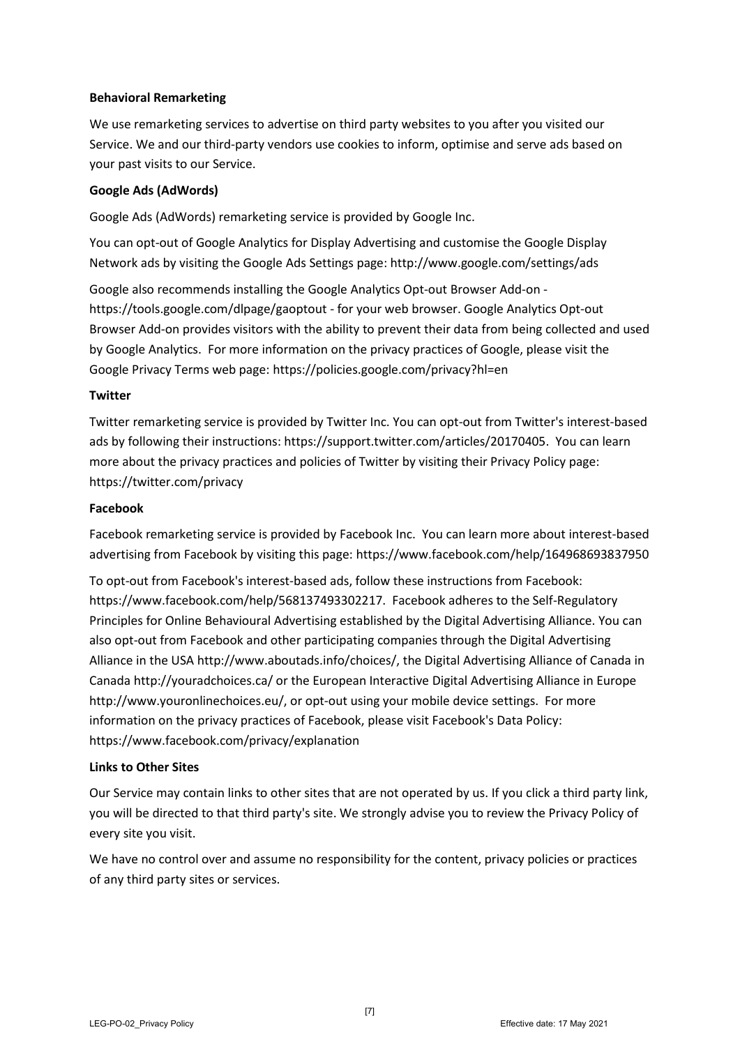**Behavioral Remarketing**

We use remarketing services to advertise on third party websites to you after you visited our Service. We and our third-party vendors use cookies to inform, optimise and serve ads based on your past visits to our Service.

**Google Ads (AdWords)**

Google Ads (AdWords) remarketing service is provided by Google Inc.

You can opt-out of Google Analytics for Display Advertising and customise the Google Display Network ads by visiting the Google Ads Settings page: http://www.google.com/settings/ads

Google also recommends installing the Google Analytics Opt-out Browser Add-on - https://tools.google.com/dlpage/gaoptout - for your web browser. Google Analytics Opt-out Browser Add-on provides visitors with the ability to prevent their data from being collected and used by Google Analytics. For more information on the privacy practices of Google, please visit the Google Privacy Terms web page: https://policies.google.com/privacy?hl=en

**Twitter**

Twitter remarketing service is provided by Twitter Inc. You can opt-out from Twitter's interest-based ads by following their instructions: https://support.twitter.com/articles/20170405. You can learn more about the privacy practices and policies of Twitter by visiting their Privacy Policy page: https://twitter.com/privacy

**Facebook**

Facebook remarketing service is provided by Facebook Inc. You can learn more about interest-based advertising from Facebook by visiting this page: https://www.facebook.com/help/164968693837950

To opt-out from Facebook's interest-based ads, follow these instructions from Facebook: https://www.facebook.com/help/568137493302217. Facebook adheres to the Self-Regulatory Principles for Online Behavioural Advertising established by the Digital Advertising Alliance. You can also opt-out from Facebook and other participating companies through the Digital Advertising Alliance in the USA http://www.aboutads.info/choices/, the Digital Advertising Alliance of Canada in Canada http://youradchoices.ca/ or the European Interactive Digital Advertising Alliance in Europe http://www.youronlinechoices.eu/, or opt-out using your mobile device settings. For more information on the privacy practices of Facebook, please visit Facebook's Data Policy: https://www.facebook.com/privacy/explanation

**Links to Other Sites**

Our Service may contain links to other sites that are not operated by us. If you click a third party link, you will be directed to that third party's site. We strongly advise you to review the Privacy Policy of every site you visit.

We have no control over and assume no responsibility for the content, privacy policies or practices of any third party sites or services.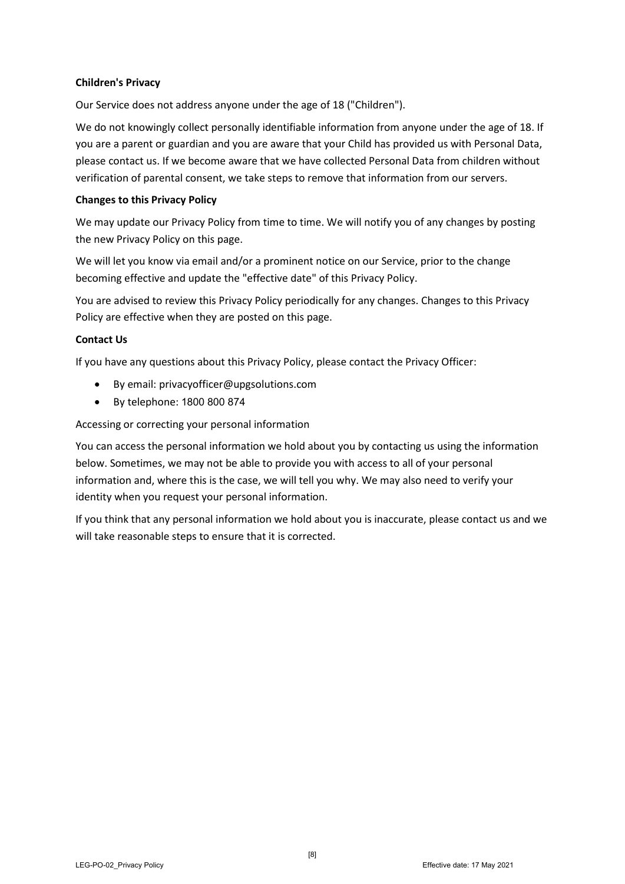**Children's Privacy**

Our Service does not address anyone under the age of 18 ("Children").

We do not knowingly collect personally identifiable information from anyone under the age of 18. If you are a parent or guardian and you are aware that your Child has provided us with Personal Data, please contact us. If we become aware that we have collected Personal Data from children without verification of parental consent, we take steps to remove that information from our servers.

**Changes to this Privacy Policy**

We may update our Privacy Policy from time to time. We will notify you of any changes by posting the new Privacy Policy on this page.

We will let you know via email and/or a prominent notice on our Service, prior to the change becoming effective and update the "effective date" of this Privacy Policy.

You are advised to review this Privacy Policy periodically for any changes. Changes to this Privacy Policy are effective when they are posted on this page.

**Contact Us**

If you have any questions about this Privacy Policy, please contact the Privacy Officer:

- By email: privacyofficer@upgsolutions.com
- By telephone: 1800 800 874

Accessing or correcting your personal information

You can access the personal information we hold about you by contacting us using the information below. Sometimes, we may not be able to provide you with access to all of your personal information and, where this is the case, we will tell you why. We may also need to verify your identity when you request your personal information.

If you think that any personal information we hold about you is inaccurate, please contact us and we will take reasonable steps to ensure that it is corrected.